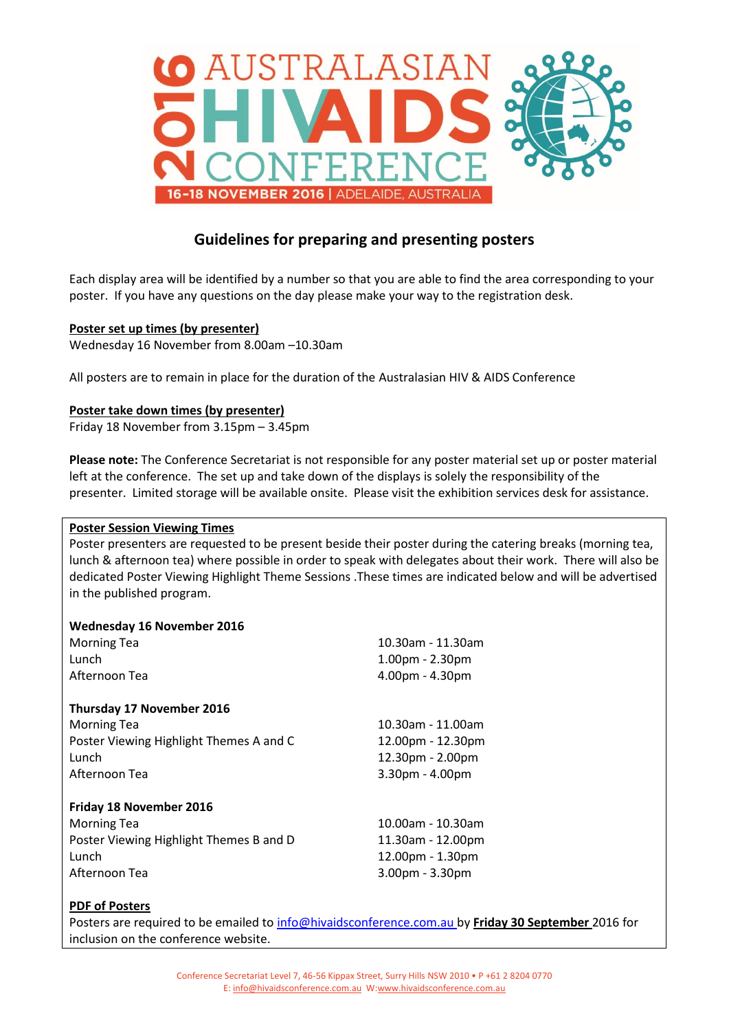# 2016 AUSTRALASIAN HIV AIDS CONFERENCE

16-18 NOVEMBER 2016 | ADELAIDE, AUSTRALIA

## Guidelines for preparing and presenting posters

Each display area will be identified by a number so that you are able to find the area corresponding to your poster. If you have any questions on the day please make your way to the registration desk.

**Poster set up times (by presenter)**

Wednesday 16 November from 8.00am –10.30am

All posters are to remain in place for the duration of the Australasian HIV & AIDS Conference

**Poster take down times (by presenter)**

Friday 18 November from 3.15pm – 3.45pm

**Please note:** The Conference Secretariat is not responsible for any poster material set up or poster material left at the conference. The set up and take down of the displays is solely the responsibility of the presenter. Limited storage will be available onsite. Please visit the exhibition services desk for assistance.

**Poster Session Viewing Times**

Poster presenters are requested to be present beside their poster during the catering breaks (morning tea, lunch & afternoon tea) where possible in order to speak with delegates about their work. There will also be dedicated Poster Viewing Highlight Theme Sessions .These times are indicated below and will be advertised in the published program.

**Wednesday 16 November 2016**

| | |
|---|---|
| Morning Tea | 10.30am - 11.30am |
| Lunch | 1.00pm - 2.30pm |
| Afternoon Tea | 4.00pm - 4.30pm |

**Thursday 17 November 2016**

| | |
|---|---|
| Morning Tea | 10.30am - 11.00am |
| Poster Viewing Highlight Themes A and C | 12.00pm - 12.30pm |
| Lunch | 12.30pm - 2.00pm |
| Afternoon Tea | 3.30pm - 4.00pm |

**Friday 18 November 2016**

| | |
|---|---|
| Morning Tea | 10.00am - 10.30am |
| Poster Viewing Highlight Themes B and D | 11.30am - 12.00pm |
| Lunch | 12.00pm - 1.30pm |
| Afternoon Tea | 3.00pm - 3.30pm |

**PDF of Posters**

Posters are required to be emailed to info@hivaidsconference.com.au by **Friday 30 September** 2016 for inclusion on the conference website.

Conference Secretariat Level 7, 46-56 Kippax Street, Surry Hills NSW 2010 • P +61 2 8204 0770
E: info@hivaidsconference.com.au W: www.hivaidsconference.com.au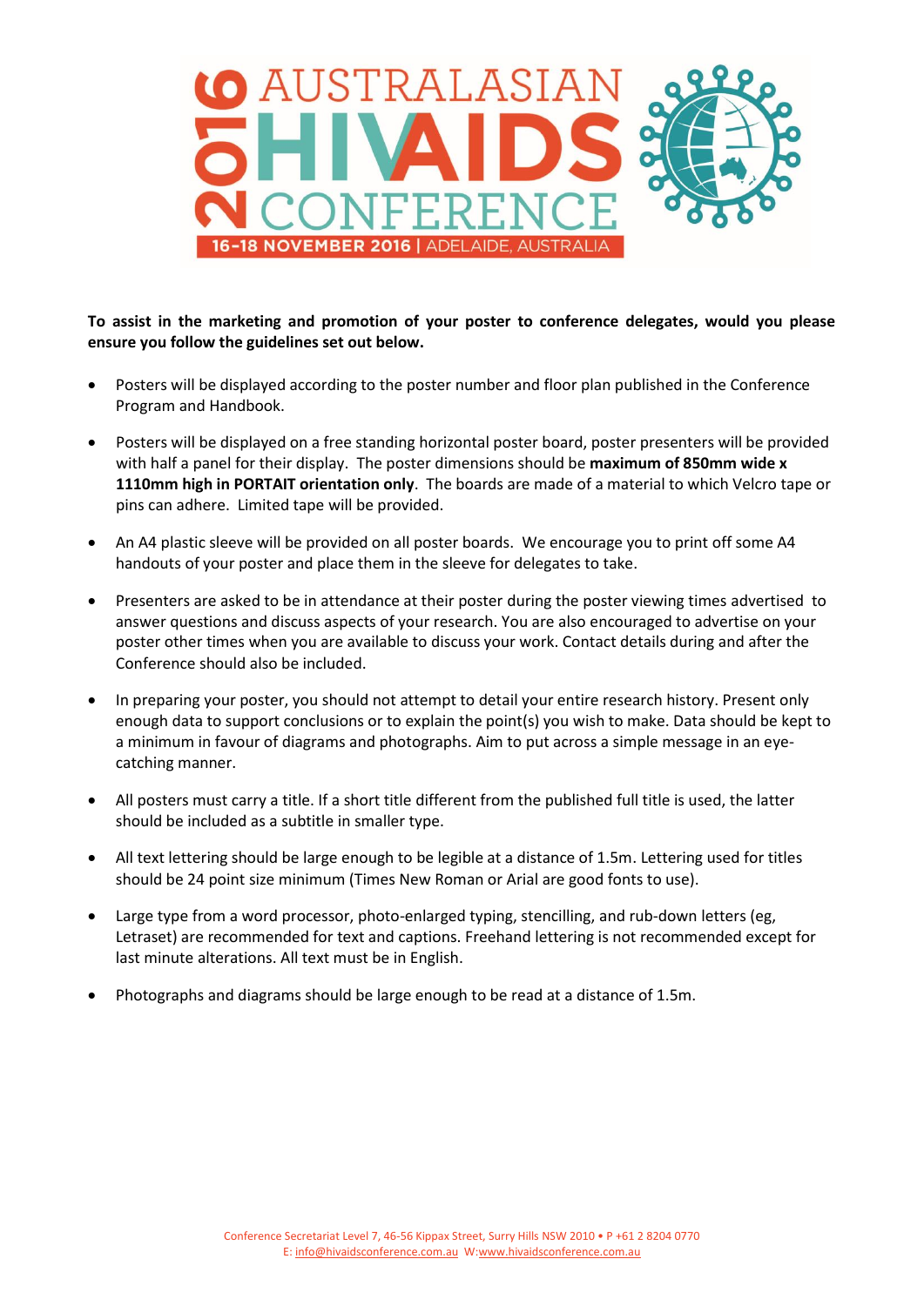# 2016 AUSTRALASIAN HIV AIDS CONFERENCE

16-18 NOVEMBER 2016 | ADELAIDE, AUSTRALIA

**To assist in the marketing and promotion of your poster to conference delegates, would you please ensure you follow the guidelines set out below.**

- Posters will be displayed according to the poster number and floor plan published in the Conference Program and Handbook.
- Posters will be displayed on a free standing horizontal poster board, poster presenters will be provided with half a panel for their display. The poster dimensions should be **maximum of 850mm wide x 1110mm high in PORTAIT orientation only**. The boards are made of a material to which Velcro tape or pins can adhere. Limited tape will be provided.
- An A4 plastic sleeve will be provided on all poster boards. We encourage you to print off some A4 handouts of your poster and place them in the sleeve for delegates to take.
- Presenters are asked to be in attendance at their poster during the poster viewing times advertised to answer questions and discuss aspects of your research. You are also encouraged to advertise on your poster other times when you are available to discuss your work. Contact details during and after the Conference should also be included.
- In preparing your poster, you should not attempt to detail your entire research history. Present only enough data to support conclusions or to explain the point(s) you wish to make. Data should be kept to a minimum in favour of diagrams and photographs. Aim to put across a simple message in an eye-catching manner.
- All posters must carry a title. If a short title different from the published full title is used, the latter should be included as a subtitle in smaller type.
- All text lettering should be large enough to be legible at a distance of 1.5m. Lettering used for titles should be 24 point size minimum (Times New Roman or Arial are good fonts to use).
- Large type from a word processor, photo-enlarged typing, stencilling, and rub-down letters (eg, Letraset) are recommended for text and captions. Freehand lettering is not recommended except for last minute alterations. All text must be in English.
- Photographs and diagrams should be large enough to be read at a distance of 1.5m.

Conference Secretariat Level 7, 46-56 Kippax Street, Surry Hills NSW 2010 • P +61 2 8204 0770
E: info@hivaidsconference.com.au W:www.hivaidsconference.com.au